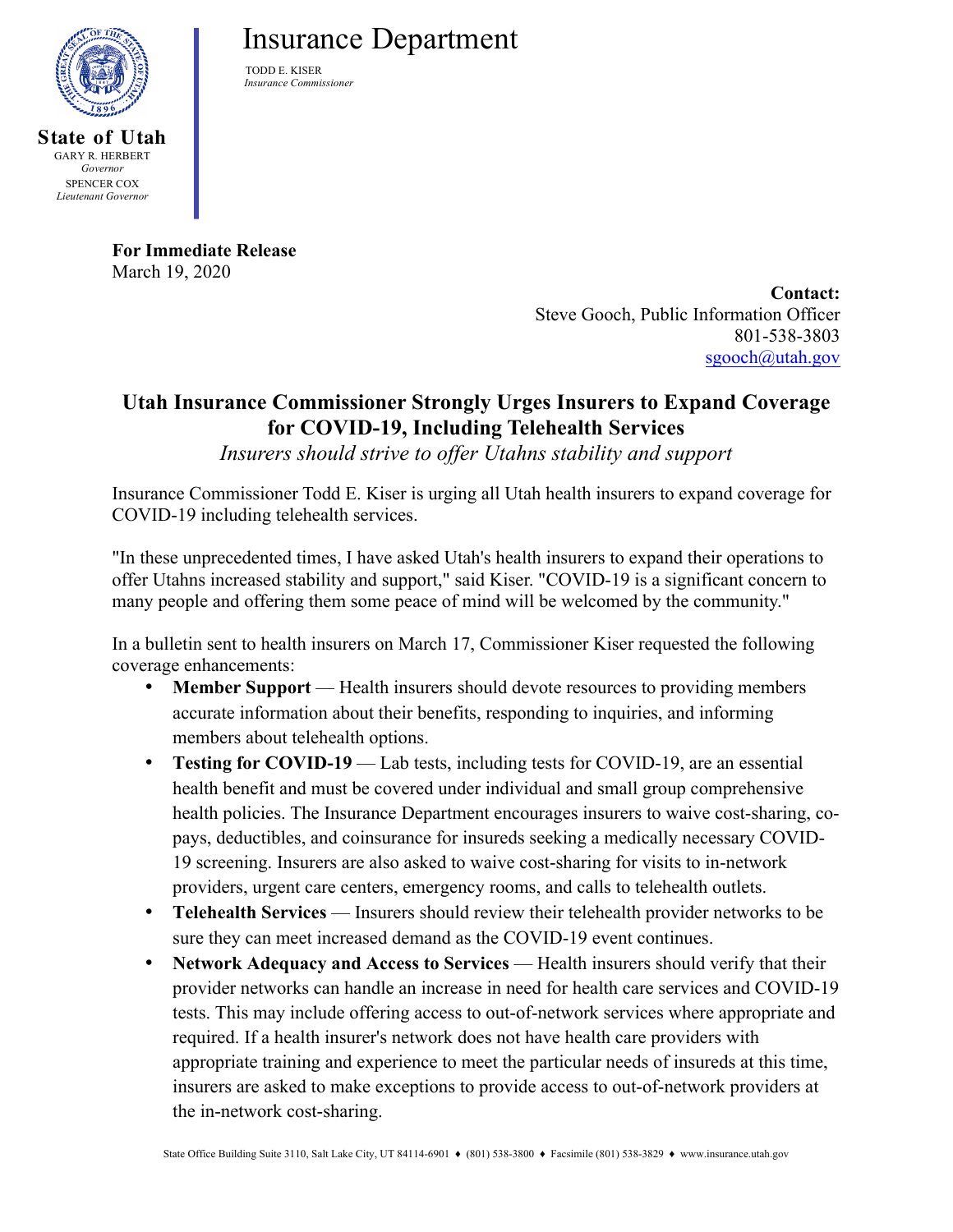State of Utah
GARY R. HERBERT
*Governor*
SPENCER COX
*Lieutenant Governor*

# Insurance Department

TODD E. KISER
*Insurance Commissioner*

**For Immediate Release**
March 19, 2020

**Contact:**
Steve Gooch, Public Information Officer
801-538-3803
sgooch@utah.gov

## Utah Insurance Commissioner Strongly Urges Insurers to Expand Coverage for COVID-19, Including Telehealth Services

*Insurers should strive to offer Utahns stability and support*

Insurance Commissioner Todd E. Kiser is urging all Utah health insurers to expand coverage for COVID-19 including telehealth services.

"In these unprecedented times, I have asked Utah's health insurers to expand their operations to offer Utahns increased stability and support," said Kiser. "COVID-19 is a significant concern to many people and offering them some peace of mind will be welcomed by the community."

In a bulletin sent to health insurers on March 17, Commissioner Kiser requested the following coverage enhancements:

- **Member Support** — Health insurers should devote resources to providing members accurate information about their benefits, responding to inquiries, and informing members about telehealth options.
- **Testing for COVID-19** — Lab tests, including tests for COVID-19, are an essential health benefit and must be covered under individual and small group comprehensive health policies. The Insurance Department encourages insurers to waive cost-sharing, co-pays, deductibles, and coinsurance for insureds seeking a medically necessary COVID-19 screening. Insurers are also asked to waive cost-sharing for visits to in-network providers, urgent care centers, emergency rooms, and calls to telehealth outlets.
- **Telehealth Services** — Insurers should review their telehealth provider networks to be sure they can meet increased demand as the COVID-19 event continues.
- **Network Adequacy and Access to Services** — Health insurers should verify that their provider networks can handle an increase in need for health care services and COVID-19 tests. This may include offering access to out-of-network services where appropriate and required. If a health insurer's network does not have health care providers with appropriate training and experience to meet the particular needs of insureds at this time, insurers are asked to make exceptions to provide access to out-of-network providers at the in-network cost-sharing.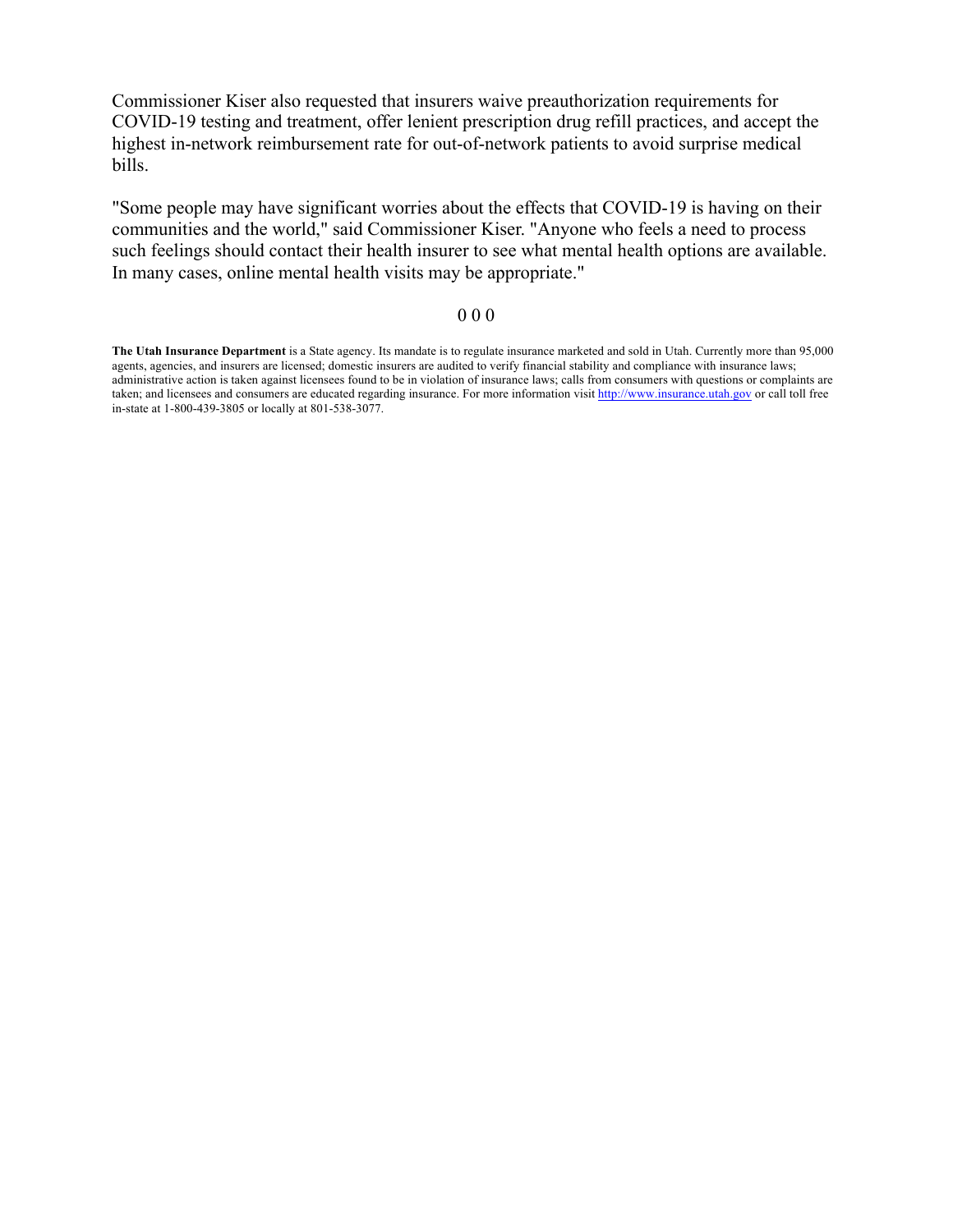Commissioner Kiser also requested that insurers waive preauthorization requirements for COVID-19 testing and treatment, offer lenient prescription drug refill practices, and accept the highest in-network reimbursement rate for out-of-network patients to avoid surprise medical bills.

"Some people may have significant worries about the effects that COVID-19 is having on their communities and the world," said Commissioner Kiser. "Anyone who feels a need to process such feelings should contact their health insurer to see what mental health options are available. In many cases, online mental health visits may be appropriate."

0 0 0

**The Utah Insurance Department** is a State agency. Its mandate is to regulate insurance marketed and sold in Utah. Currently more than 95,000 agents, agencies, and insurers are licensed; domestic insurers are audited to verify financial stability and compliance with insurance laws; administrative action is taken against licensees found to be in violation of insurance laws; calls from consumers with questions or complaints are taken; and licensees and consumers are educated regarding insurance. For more information visit http://www.insurance.utah.gov or call toll free in-state at 1-800-439-3805 or locally at 801-538-3077.